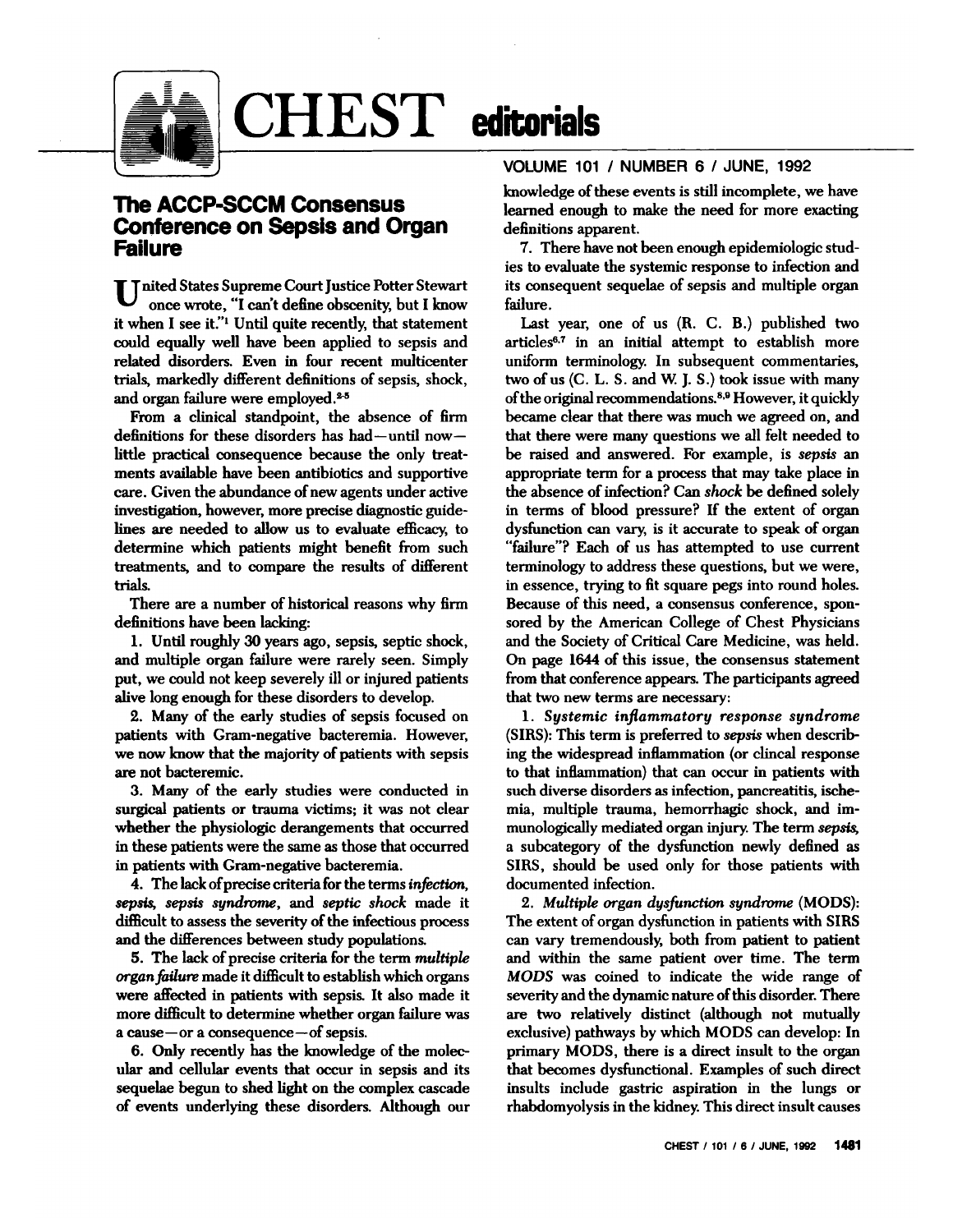# CHEST editorials

## The ACCP-SCCM Consensus Conference on Sepsis and Organ Failure

United States Supreme Court Justice Potter Stewart once wrote, "I can't define obscenity, but I know it when I see it."[1] Until quite recently, that statement could equally well have been applied to sepsis and related disorders. Even in four recent multicenter trials, markedly different definitions of sepsis, shock, and organ failure were employed.[2-5]

From a clinical standpoint, the absence of firm definitions for these disorders has had—until now—little practical consequence because the only treatments available have been antibiotics and supportive care. Given the abundance of new agents under active investigation, however, more precise diagnostic guidelines are needed to allow us to evaluate efficacy, to determine which patients might benefit from such treatments, and to compare the results of different trials.

There are a number of historical reasons why firm definitions have been lacking:

1. Until roughly 30 years ago, sepsis, septic shock, and multiple organ failure were rarely seen. Simply put, we could not keep severely ill or injured patients alive long enough for these disorders to develop.
2. Many of the early studies of sepsis focused on patients with Gram-negative bacteremia. However, we now know that the majority of patients with sepsis are not bacteremic.
3. Many of the early studies were conducted in surgical patients or trauma victims; it was not clear whether the physiologic derangements that occurred in these patients were the same as those that occurred in patients with Gram-negative bacteremia.
4. The lack of precise criteria for the terms *infection*, *sepsis*, *sepsis syndrome*, and *septic shock* made it difficult to assess the severity of the infectious process and the differences between study populations.
5. The lack of precise criteria for the term *multiple organ failure* made it difficult to establish which organs were affected in patients with sepsis. It also made it more difficult to determine whether organ failure was a cause—or a consequence—of sepsis.
6. Only recently has the knowledge of the molecular and cellular events that occur in sepsis and its sequelae begun to shed light on the complex cascade of events underlying these disorders. Although our knowledge of these events is still incomplete, we have learned enough to make the need for more exacting definitions apparent.
7. There have not been enough epidemiologic studies to evaluate the systemic response to infection and its consequent sequelae of sepsis and multiple organ failure.

Last year, one of us (R. C. B.) published two articles[6,7] in an initial attempt to establish more uniform terminology. In subsequent commentaries, two of us (C. L. S. and W. J. S.) took issue with many of the original recommendations.[8,9] However, it quickly became clear that there was much we agreed on, and that there were many questions we all felt needed to be raised and answered. For example, is *sepsis* an appropriate term for a process that may take place in the absence of infection? Can *shock* be defined solely in terms of blood pressure? If the extent of organ dysfunction can vary, is it accurate to speak of organ "failure"? Each of us has attempted to use current terminology to address these questions, but we were, in essence, trying to fit square pegs into round holes. Because of this need, a consensus conference, sponsored by the American College of Chest Physicians and the Society of Critical Care Medicine, was held. On page 1644 of this issue, the consensus statement from that conference appears. The participants agreed that two new terms are necessary:

1. *Systemic inflammatory response syndrome* (SIRS): This term is preferred to *sepsis* when describing the widespread inflammation (or clincal response to that inflammation) that can occur in patients with such diverse disorders as infection, pancreatitis, ischemia, multiple trauma, hemorrhagic shock, and immunologically mediated organ injury. The term *sepsis*, a subcategory of the dysfunction newly defined as SIRS, should be used only for those patients with documented infection.
2. *Multiple organ dysfunction syndrome* (MODS): The extent of organ dysfunction in patients with SIRS can vary tremendously, both from patient to patient and within the same patient over time. The term *MODS* was coined to indicate the wide range of severity and the dynamic nature of this disorder. There are two relatively distinct (although not mutually exclusive) pathways by which MODS can develop: In primary MODS, there is a direct insult to the organ that becomes dysfunctional. Examples of such direct insults include gastric aspiration in the lungs or rhabdomyolysis in the kidney. This direct insult causes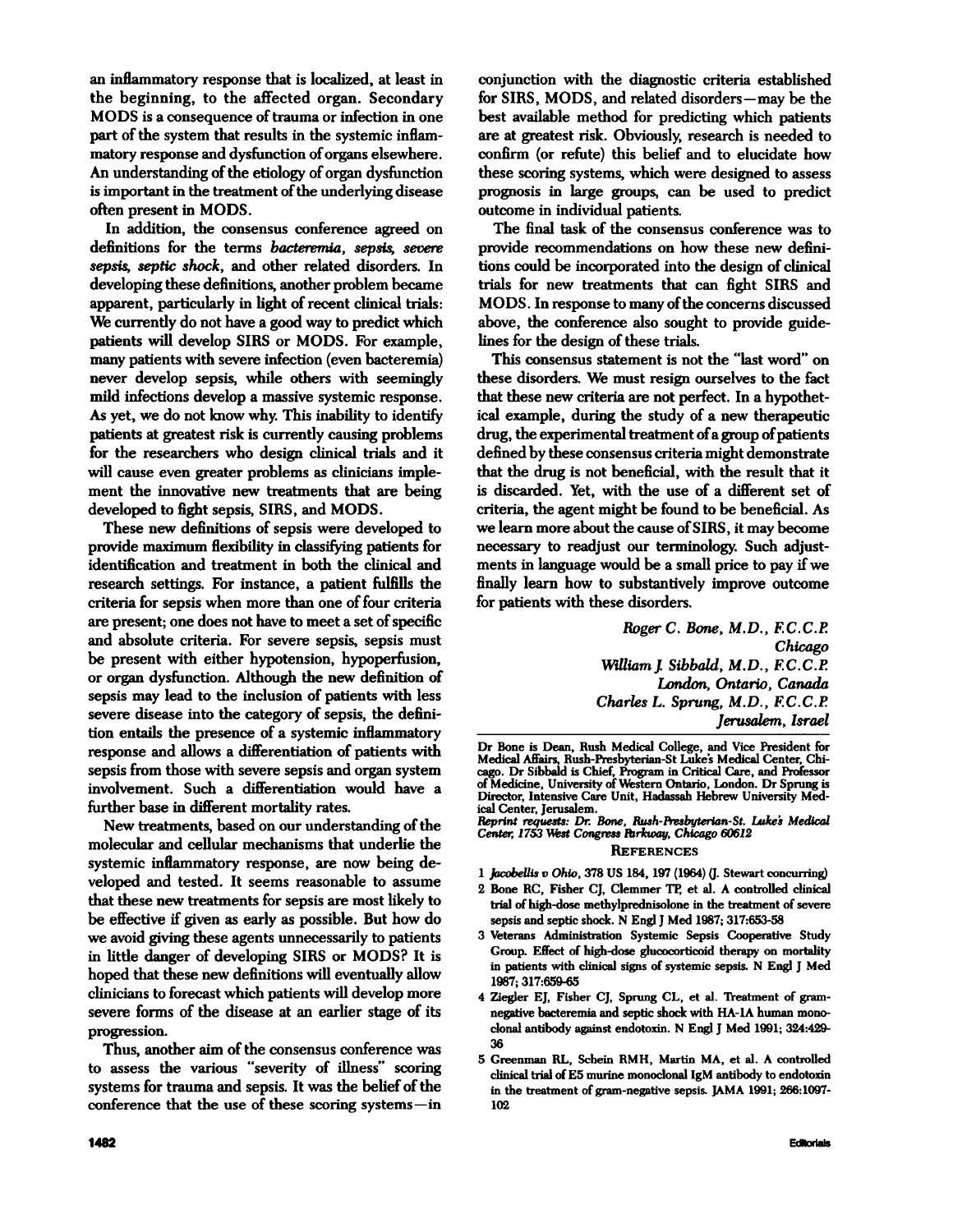an inflammatory response that is localized, at least in the beginning, to the affected organ. Secondary MODS is a consequence of trauma or infection in one part of the system that results in the systemic inflammatory response and dysfunction of organs elsewhere. An understanding of the etiology of organ dysfunction is important in the treatment of the underlying disease often present in MODS.

In addition, the consensus conference agreed on definitions for the terms *bacteremia*, *sepsis*, *severe sepsis*, *septic shock*, and other related disorders. In developing these definitions, another problem became apparent, particularly in light of recent clinical trials: We currently do not have a good way to predict which patients will develop SIRS or MODS. For example, many patients with severe infection (even bacteremia) never develop sepsis, while others with seemingly mild infections develop a massive systemic response. As yet, we do not know why. This inability to identify patients at greatest risk is currently causing problems for the researchers who design clinical trials and it will cause even greater problems as clinicians implement the innovative new treatments that are being developed to fight sepsis, SIRS, and MODS.

These new definitions of sepsis were developed to provide maximum flexibility in classifying patients for identification and treatment in both the clinical and research settings. For instance, a patient fulfills the criteria for sepsis when more than one of four criteria are present; one does not have to meet a set of specific and absolute criteria. For severe sepsis, sepsis must be present with either hypotension, hypoperfusion, or organ dysfunction. Although the new definition of sepsis may lead to the inclusion of patients with less severe disease into the category of sepsis, the definition entails the presence of a systemic inflammatory response and allows a differentiation of patients with sepsis from those with severe sepsis and organ system involvement. Such a differentiation would have a further base in different mortality rates.

New treatments, based on our understanding of the molecular and cellular mechanisms that underlie the systemic inflammatory response, are now being developed and tested. It seems reasonable to assume that these new treatments for sepsis are most likely to be effective if given as early as possible. But how do we avoid giving these agents unnecessarily to patients in little danger of developing SIRS or MODS? It is hoped that these new definitions will eventually allow clinicians to forecast which patients will develop more severe forms of the disease at an earlier stage of its progression.

Thus, another aim of the consensus conference was to assess the various "severity of illness" scoring systems for trauma and sepsis. It was the belief of the conference that the use of these scoring systems—in conjunction with the diagnostic criteria established for SIRS, MODS, and related disorders—may be the best available method for predicting which patients are at greatest risk. Obviously, research is needed to confirm (or refute) this belief and to elucidate how these scoring systems, which were designed to assess prognosis in large groups, can be used to predict outcome in individual patients.

The final task of the consensus conference was to provide recommendations on how these new definitions could be incorporated into the design of clinical trials for new treatments that can fight SIRS and MODS. In response to many of the concerns discussed above, the conference also sought to provide guidelines for the design of these trials.

This consensus statement is not the "last word" on these disorders. We must resign ourselves to the fact that these new criteria are not perfect. In a hypothetical example, during the study of a new therapeutic drug, the experimental treatment of a group of patients defined by these consensus criteria might demonstrate that the drug is not beneficial, with the result that it is discarded. Yet, with the use of a different set of criteria, the agent might be found to be beneficial. As we learn more about the cause of SIRS, it may become necessary to readjust our terminology. Such adjustments in language would be a small price to pay if we finally learn how to substantively improve outcome for patients with these disorders.

*Roger C. Bone, M.D., F.C.C.P.*
*Chicago*
*William J. Sibbald, M.D., F.C.C.P.*
*London, Ontario, Canada*
*Charles L. Sprung, M.D., F.C.C.P.*
*Jerusalem, Israel*

Dr Bone is Dean, Rush Medical College, and Vice President for Medical Affairs, Rush-Presbyterian-St Luke's Medical Center, Chicago. Dr Sibbald is Chief, Program in Critical Care, and Professor of Medicine, University of Western Ontario, London. Dr Sprung is Director, Intensive Care Unit, Hadassah Hebrew University Medical Center, Jerusalem.

*Reprint requests: Dr. Bone, Rush-Presbyterian-St. Luke's Medical Center, 1753 West Congress Parkway, Chicago 60612*

## References

1. *Jacobellis v Ohio*, 378 US 184, 197 (1964) (J. Stewart concurring)
2. Bone RC, Fisher CJ, Clemmer TP, et al. A controlled clinical trial of high-dose methylprednisolone in the treatment of severe sepsis and septic shock. N Engl J Med 1987; 317:653-58
3. Veterans Administration Systemic Sepsis Cooperative Study Group. Effect of high-dose glucocorticoid therapy on mortality in patients with clinical signs of systemic sepsis. N Engl J Med 1987; 317:659-65
4. Ziegler EJ, Fisher CJ, Sprung CL, et al. Treatment of gram-negative bacteremia and septic shock with HA-1A human monoclonal antibody against endotoxin. N Engl J Med 1991; 324:429-36
5. Greenman RL, Schein RMH, Martin MA, et al. A controlled clinical trial of E5 murine monoclonal IgM antibody to endotoxin in the treatment of gram-negative sepsis. JAMA 1991; 266:1097-102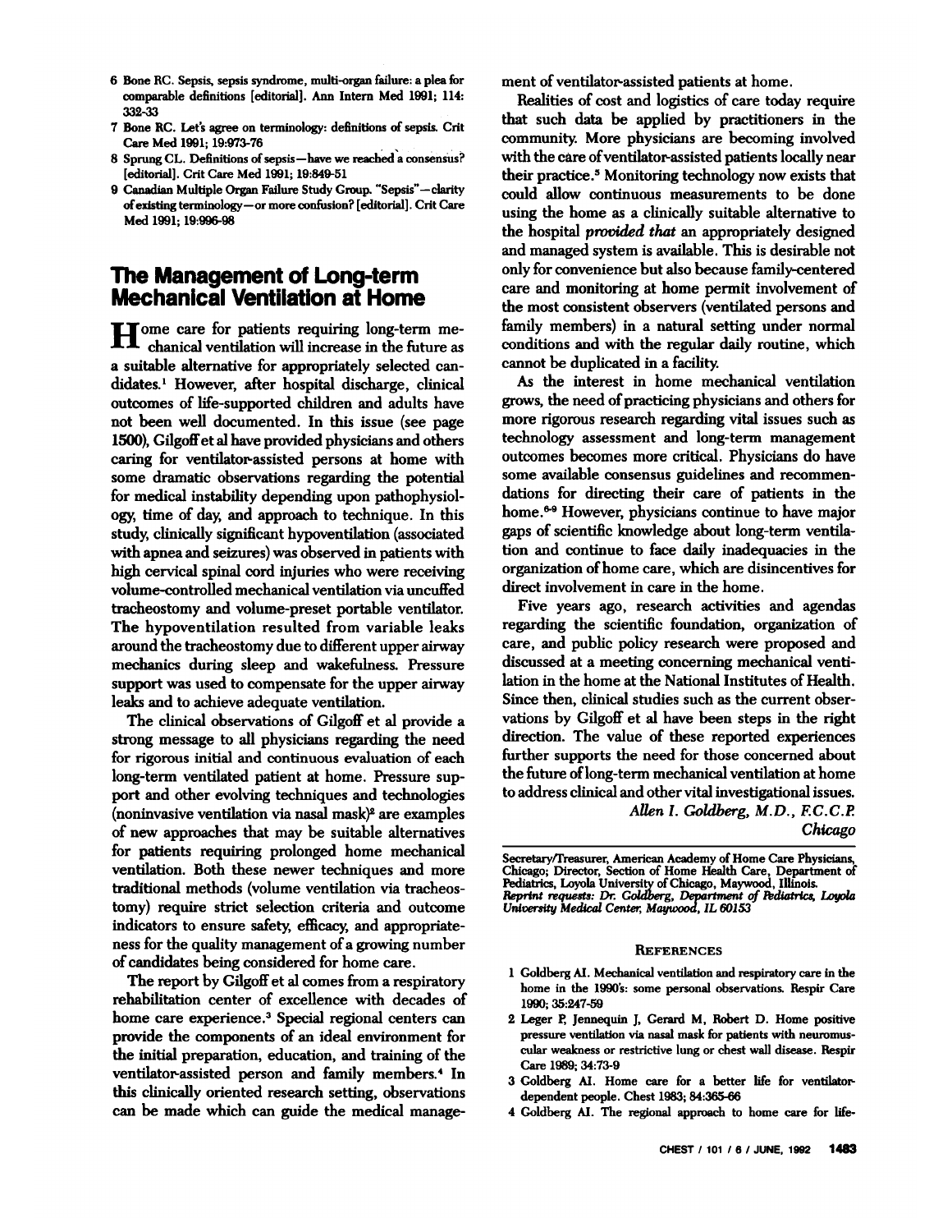6 Bone RC. Sepsis, sepsis syndrome, multi-organ failure: a plea for comparable definitions [editorial]. Ann Intern Med 1991; 114:332-33
7 Bone RC. Let's agree on terminology: definitions of sepsis. Crit Care Med 1991; 19:973-76
8 Sprung CL. Definitions of sepsis—have we reached a consensus? [editorial]. Crit Care Med 1991; 19:849-51
9 Canadian Multiple Organ Failure Study Group. "Sepsis"—clarity of existing terminology—or more confusion? [editorial]. Crit Care Med 1991; 19:996-98

# The Management of Long-term Mechanical Ventilation at Home

Home care for patients requiring long-term mechanical ventilation will increase in the future as a suitable alternative for appropriately selected candidates.[1] However, after hospital discharge, clinical outcomes of life-supported children and adults have not been well documented. In this issue (see page 1500), Gilgoff et al have provided physicians and others caring for ventilator-assisted persons at home with some dramatic observations regarding the potential for medical instability depending upon pathophysiology, time of day, and approach to technique. In this study, clinically significant hypoventilation (associated with apnea and seizures) was observed in patients with high cervical spinal cord injuries who were receiving volume-controlled mechanical ventilation via uncuffed tracheostomy and volume-preset portable ventilator. The hypoventilation resulted from variable leaks around the tracheostomy due to different upper airway mechanics during sleep and wakefulness. Pressure support was used to compensate for the upper airway leaks and to achieve adequate ventilation.

The clinical observations of Gilgoff et al provide a strong message to all physicians regarding the need for rigorous initial and continuous evaluation of each long-term ventilated patient at home. Pressure support and other evolving techniques and technologies (noninvasive ventilation via nasal mask)[2] are examples of new approaches that may be suitable alternatives for patients requiring prolonged home mechanical ventilation. Both these newer techniques and more traditional methods (volume ventilation via tracheostomy) require strict selection criteria and outcome indicators to ensure safety, efficacy, and appropriateness for the quality management of a growing number of candidates being considered for home care.

The report by Gilgoff et al comes from a respiratory rehabilitation center of excellence with decades of home care experience.[3] Special regional centers can provide the components of an ideal environment for the initial preparation, education, and training of the ventilator-assisted person and family members.[4] In this clinically oriented research setting, observations can be made which can guide the medical management of ventilator-assisted patients at home.

Realities of cost and logistics of care today require that such data be applied by practitioners in the community. More physicians are becoming involved with the care of ventilator-assisted patients locally near their practice.[5] Monitoring technology now exists that could allow continuous measurements to be done using the home as a clinically suitable alternative to the hospital *provided that* an appropriately designed and managed system is available. This is desirable not only for convenience but also because family-centered care and monitoring at home permit involvement of the most consistent observers (ventilated persons and family members) in a natural setting under normal conditions and with the regular daily routine, which cannot be duplicated in a facility.

As the interest in home mechanical ventilation grows, the need of practicing physicians and others for more rigorous research regarding vital issues such as technology assessment and long-term management outcomes becomes more critical. Physicians do have some available consensus guidelines and recommendations for directing their care of patients in the home.[6-9] However, physicians continue to have major gaps of scientific knowledge about long-term ventilation and continue to face daily inadequacies in the organization of home care, which are disincentives for direct involvement in care in the home.

Five years ago, research activities and agendas regarding the scientific foundation, organization of care, and public policy research were proposed and discussed at a meeting concerning mechanical ventilation in the home at the National Institutes of Health. Since then, clinical studies such as the current observations by Gilgoff et al have been steps in the right direction. The value of these reported experiences further supports the need for those concerned about the future of long-term mechanical ventilation at home to address clinical and other vital investigational issues.

*Allen I. Goldberg, M.D., F.C.C.P.*
*Chicago*

Secretary/Treasurer, American Academy of Home Care Physicians, Chicago; Director, Section of Home Health Care, Department of Pediatrics, Loyola University of Chicago, Maywood, Illinois.
*Reprint requests: Dr. Goldberg, Department of Pediatrics, Loyola University Medical Center, Maywood, IL 60153*

## References

1 Goldberg AI. Mechanical ventilation and respiratory care in the home in the 1990's: some personal observations. Respir Care 1990; 35:247-59
2 Leger P, Jennequin J, Gerard M, Robert D. Home positive pressure ventilation via nasal mask for patients with neuromuscular weakness or restrictive lung or chest wall disease. Respir Care 1989; 34:73-9
3 Goldberg AI. Home care for a better life for ventilator-dependent people. Chest 1983; 84:365-66
4 Goldberg AI. The regional approach to home care for life-